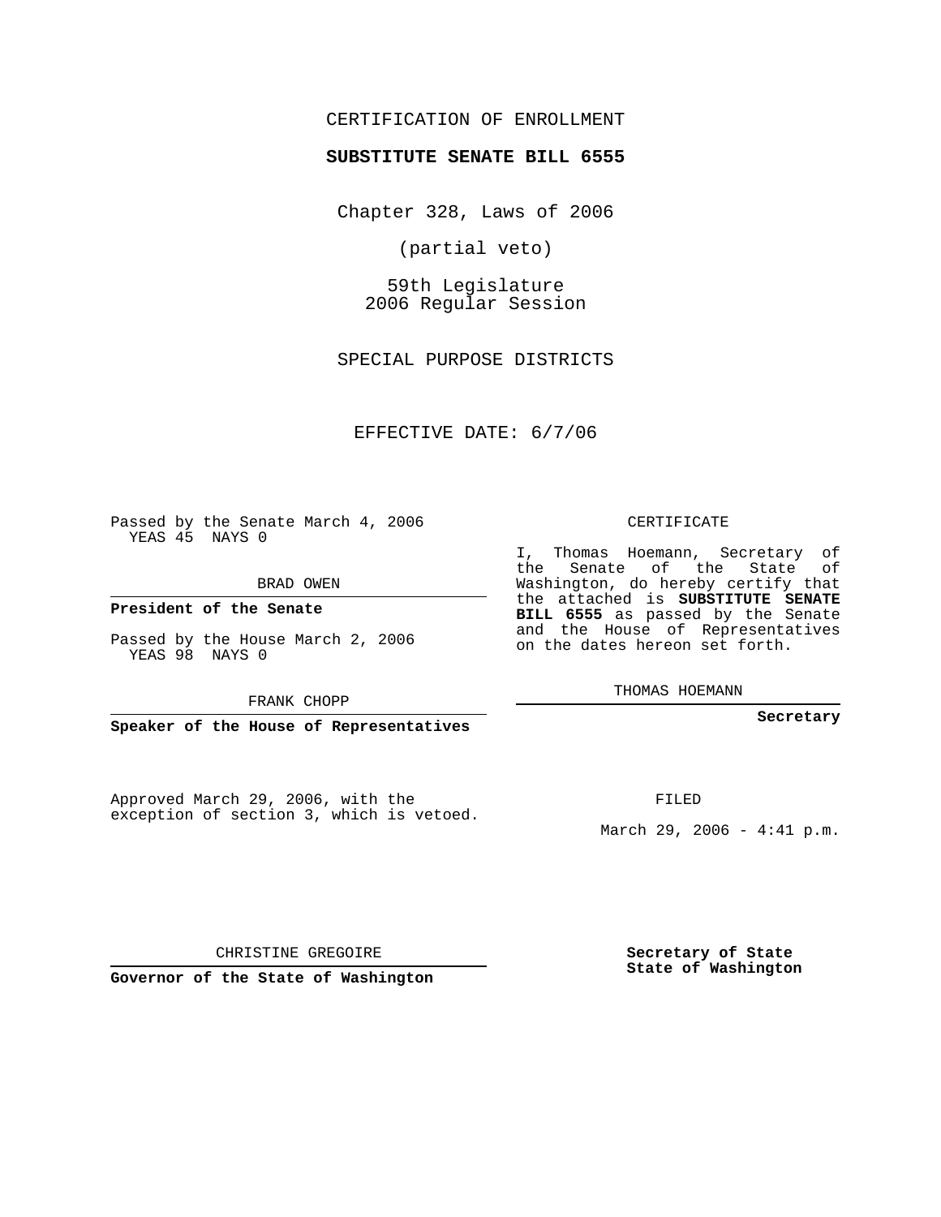CERTIFICATION OF ENROLLMENT

**SUBSTITUTE SENATE BILL 6555**

Chapter 328, Laws of 2006

(partial veto)

59th Legislature
2006 Regular Session

SPECIAL PURPOSE DISTRICTS

EFFECTIVE DATE: 6/7/06

Passed by the Senate March 4, 2006
YEAS 45 NAYS 0

BRAD OWEN

**President of the Senate**

Passed by the House March 2, 2006
YEAS 98 NAYS 0

FRANK CHOPP

**Speaker of the House of Representatives**

CERTIFICATE

I, Thomas Hoemann, Secretary of the Senate of the State of Washington, do hereby certify that the attached is **SUBSTITUTE SENATE BILL 6555** as passed by the Senate and the House of Representatives on the dates hereon set forth.

THOMAS HOEMANN

**Secretary**

Approved March 29, 2006, with the exception of section 3, which is vetoed.

FILED

March 29, 2006 - 4:41 p.m.

CHRISTINE GREGOIRE

**Governor of the State of Washington**

**Secretary of State**
**State of Washington**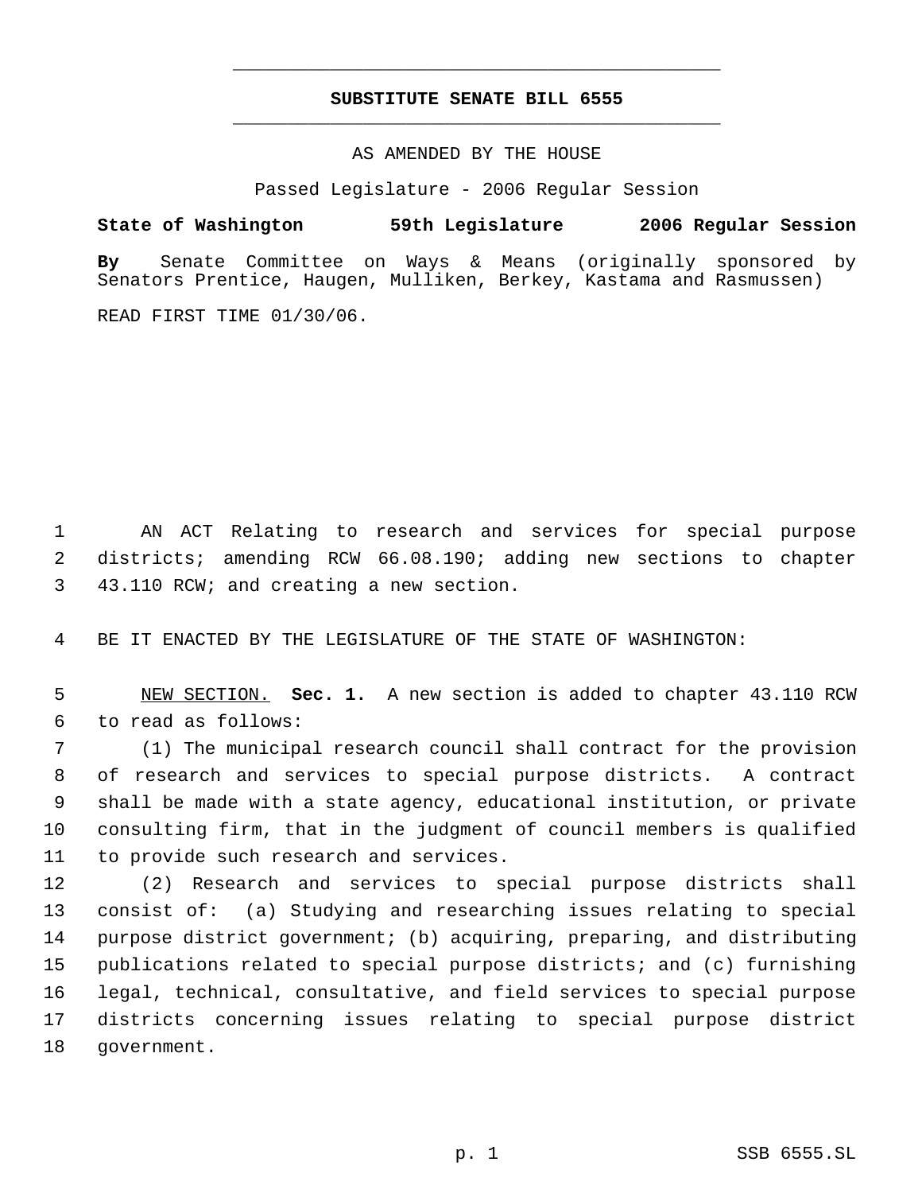# SUBSTITUTE SENATE BILL 6555

AS AMENDED BY THE HOUSE

Passed Legislature - 2006 Regular Session

**State of Washington 59th Legislature 2006 Regular Session**

**By** Senate Committee on Ways & Means (originally sponsored by Senators Prentice, Haugen, Mulliken, Berkey, Kastama and Rasmussen)

READ FIRST TIME 01/30/06.

AN ACT Relating to research and services for special purpose districts; amending RCW 66.08.190; adding new sections to chapter 43.110 RCW; and creating a new section.

BE IT ENACTED BY THE LEGISLATURE OF THE STATE OF WASHINGTON:

NEW SECTION. **Sec. 1.** A new section is added to chapter 43.110 RCW to read as follows:

(1) The municipal research council shall contract for the provision of research and services to special purpose districts. A contract shall be made with a state agency, educational institution, or private consulting firm, that in the judgment of council members is qualified to provide such research and services.

(2) Research and services to special purpose districts shall consist of: (a) Studying and researching issues relating to special purpose district government; (b) acquiring, preparing, and distributing publications related to special purpose districts; and (c) furnishing legal, technical, consultative, and field services to special purpose districts concerning issues relating to special purpose district government.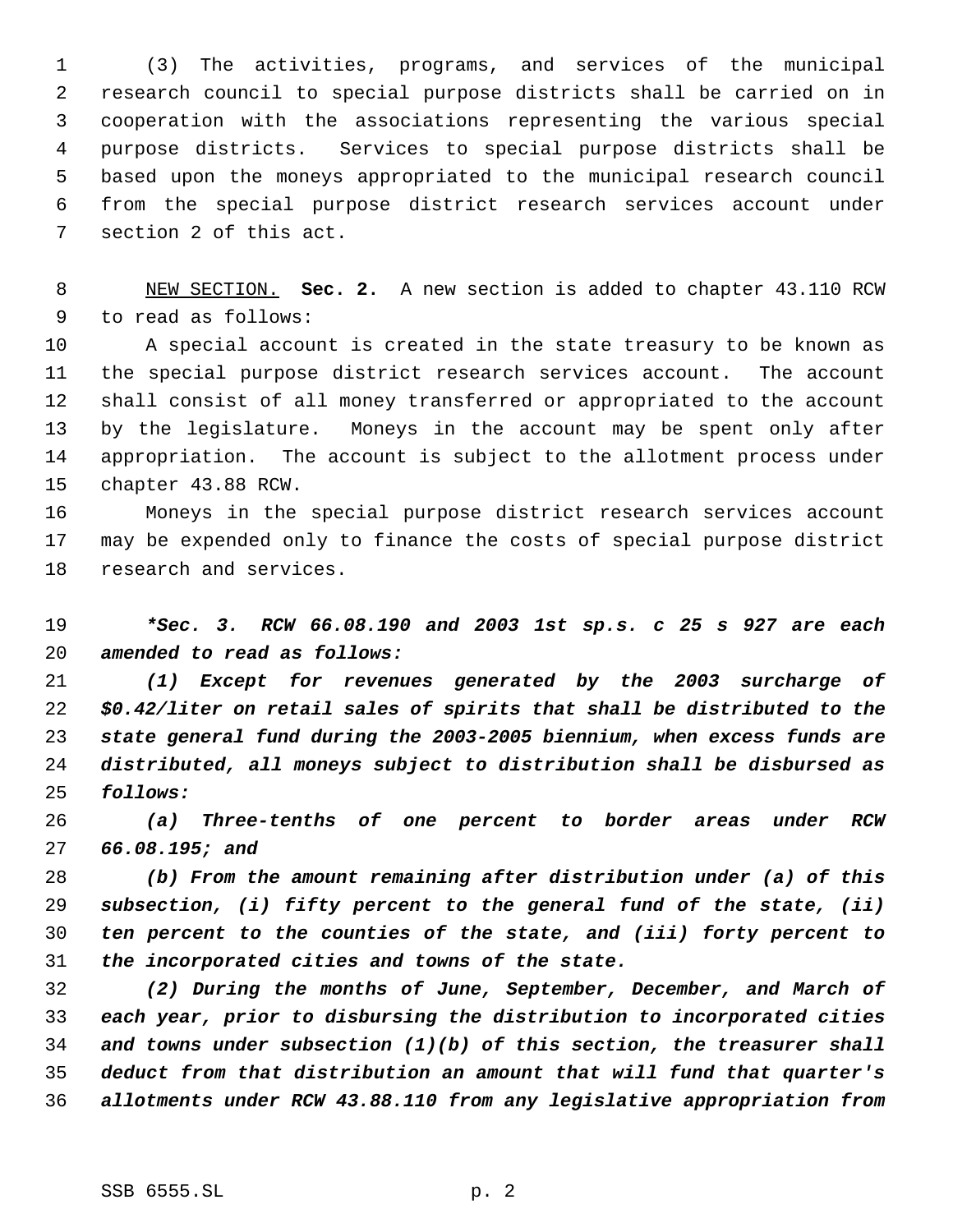(3) The activities, programs, and services of the municipal research council to special purpose districts shall be carried on in cooperation with the associations representing the various special purpose districts. Services to special purpose districts shall be based upon the moneys appropriated to the municipal research council from the special purpose district research services account under section 2 of this act.

NEW SECTION. **Sec. 2.** A new section is added to chapter 43.110 RCW to read as follows:

A special account is created in the state treasury to be known as the special purpose district research services account. The account shall consist of all money transferred or appropriated to the account by the legislature. Moneys in the account may be spent only after appropriation. The account is subject to the allotment process under chapter 43.88 RCW.

Moneys in the special purpose district research services account may be expended only to finance the costs of special purpose district research and services.

***\*Sec. 3. RCW 66.08.190 and 2003 1st sp.s. c 25 s 927 are each amended to read as follows:***

***(1) Except for revenues generated by the 2003 surcharge of $0.42/liter on retail sales of spirits that shall be distributed to the state general fund during the 2003-2005 biennium, when excess funds are distributed, all moneys subject to distribution shall be disbursed as follows:***

***(a) Three-tenths of one percent to border areas under RCW 66.08.195; and***

***(b) From the amount remaining after distribution under (a) of this subsection, (i) fifty percent to the general fund of the state, (ii) ten percent to the counties of the state, and (iii) forty percent to the incorporated cities and towns of the state.***

***(2) During the months of June, September, December, and March of each year, prior to disbursing the distribution to incorporated cities and towns under subsection (1)(b) of this section, the treasurer shall deduct from that distribution an amount that will fund that quarter's allotments under RCW 43.88.110 from any legislative appropriation from***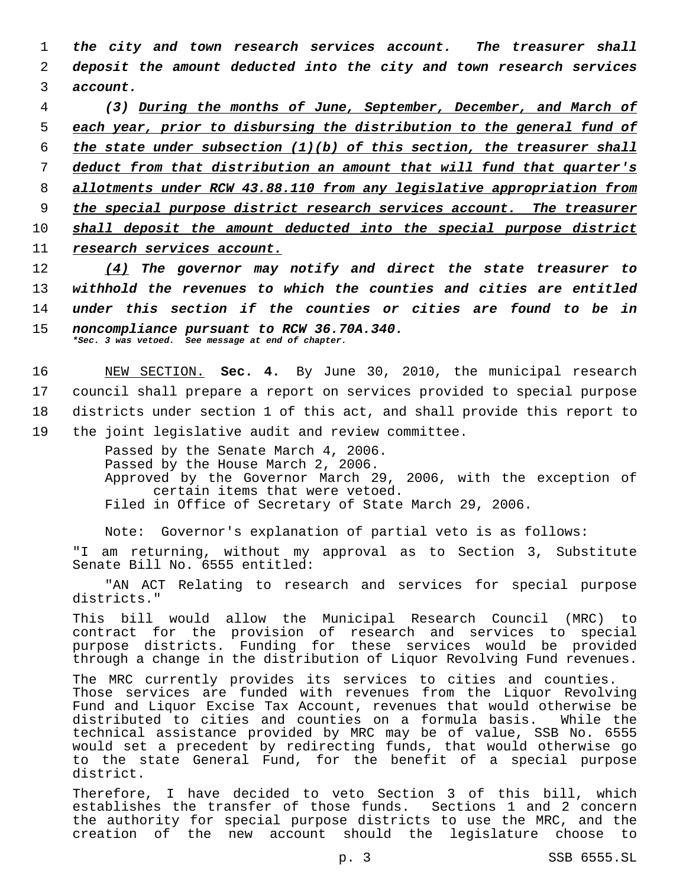*the city and town research services account. The treasurer shall deposit the amount deducted into the city and town research services account.*

*(3) <u>During the months of June, September, December, and March of each year, prior to disbursing the distribution to the general fund of the state under subsection (1)(b) of this section, the treasurer shall deduct from that distribution an amount that will fund that quarter's allotments under RCW 43.88.110 from any legislative appropriation from the special purpose district research services account. The treasurer shall deposit the amount deducted into the special purpose district research services account.</u>*

*<u>(4)</u> The governor may notify and direct the state treasurer to withhold the revenues to which the counties and cities are entitled under this section if the counties or cities are found to be in noncompliance pursuant to RCW 36.70A.340.*

***Sec. 3 was vetoed. See message at end of chapter.***

<u>NEW SECTION.</u> **Sec. 4.** By June 30, 2010, the municipal research council shall prepare a report on services provided to special purpose districts under section 1 of this act, and shall provide this report to the joint legislative audit and review committee.

Passed by the Senate March 4, 2006.
Passed by the House March 2, 2006.
Approved by the Governor March 29, 2006, with the exception of certain items that were vetoed.
Filed in Office of Secretary of State March 29, 2006.

Note: Governor's explanation of partial veto is as follows:

"I am returning, without my approval as to Section 3, Substitute Senate Bill No. 6555 entitled:

"AN ACT Relating to research and services for special purpose districts."

This bill would allow the Municipal Research Council (MRC) to contract for the provision of research and services to special purpose districts. Funding for these services would be provided through a change in the distribution of Liquor Revolving Fund revenues.

The MRC currently provides its services to cities and counties. Those services are funded with revenues from the Liquor Revolving Fund and Liquor Excise Tax Account, revenues that would otherwise be distributed to cities and counties on a formula basis. While the technical assistance provided by MRC may be of value, SSB No. 6555 would set a precedent by redirecting funds, that would otherwise go to the state General Fund, for the benefit of a special purpose district.

Therefore, I have decided to veto Section 3 of this bill, which establishes the transfer of those funds. Sections 1 and 2 concern the authority for special purpose districts to use the MRC, and the creation of the new account should the legislature choose to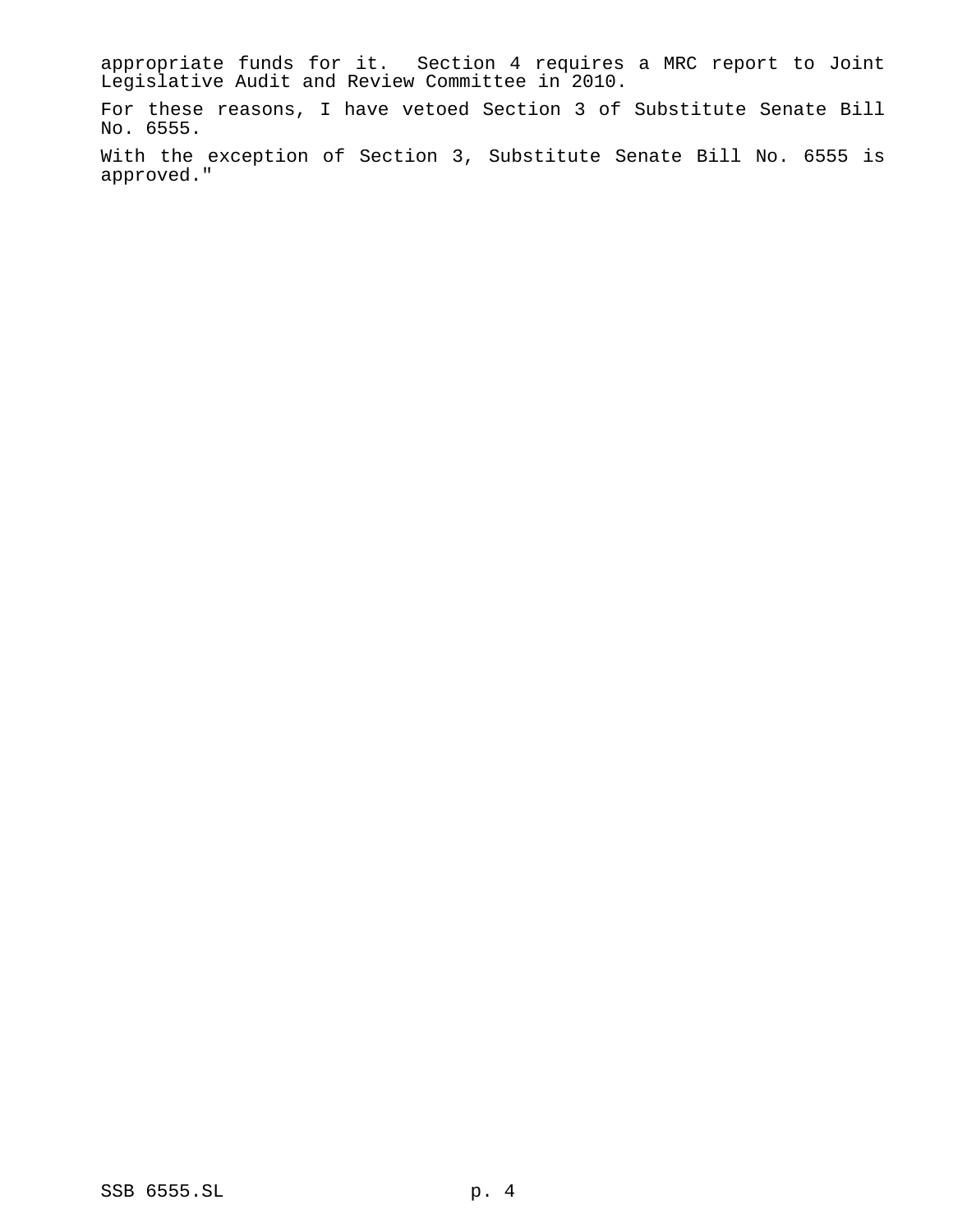appropriate funds for it. Section 4 requires a MRC report to Joint Legislative Audit and Review Committee in 2010.

For these reasons, I have vetoed Section 3 of Substitute Senate Bill No. 6555.

With the exception of Section 3, Substitute Senate Bill No. 6555 is approved."